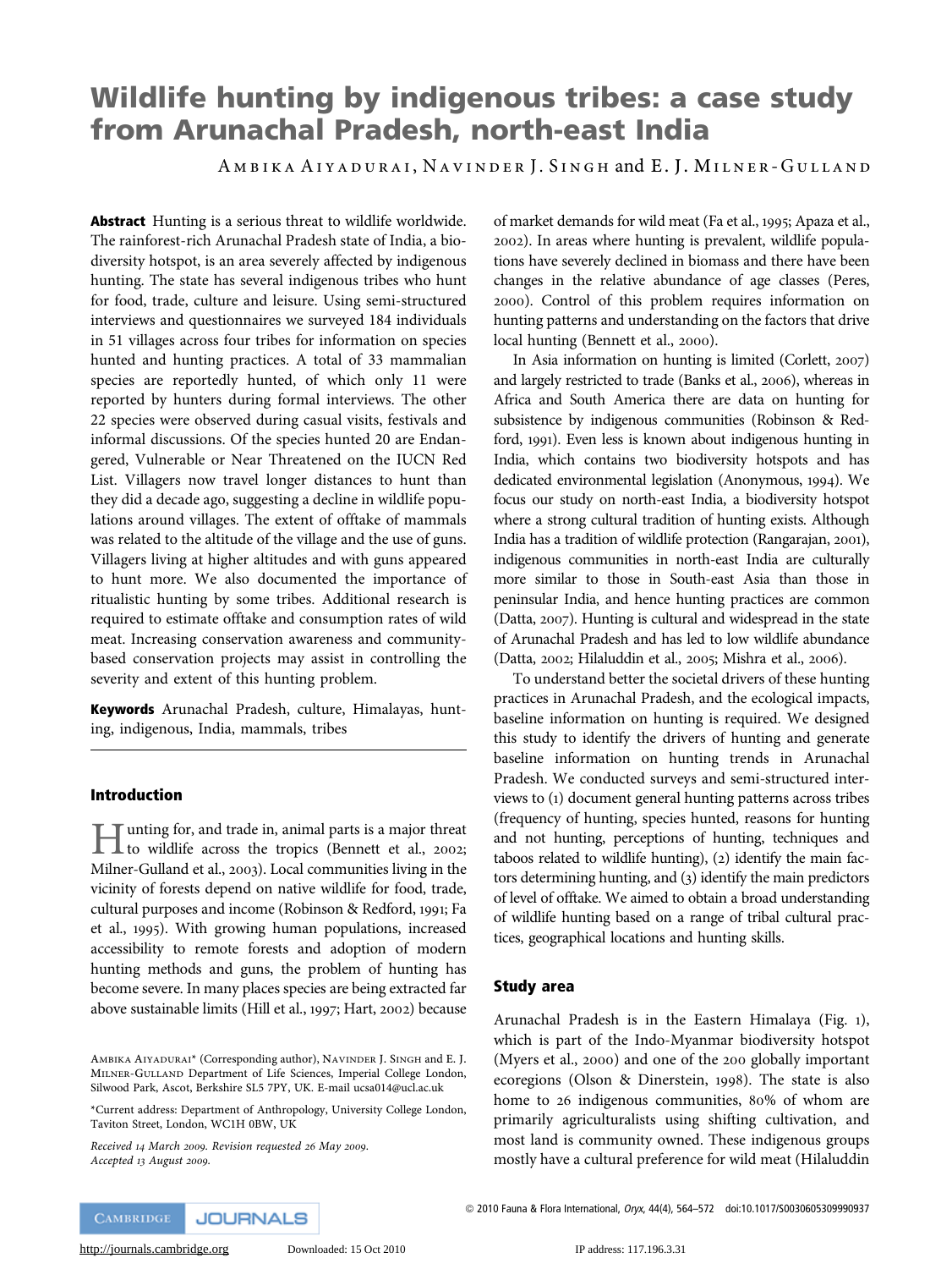# Wildlife hunting by indigenous tribes: a case study from Arunachal Pradesh, north-east India

AMBIKA AIYADURAI, NAVINDER J. SINGH and E. J. MILNER-GULLAND

**Abstract** Hunting is a serious threat to wildlife worldwide. The rainforest-rich Arunachal Pradesh state of India, a biodiversity hotspot, is an area severely affected by indigenous hunting. The state has several indigenous tribes who hunt for food, trade, culture and leisure. Using semi-structured interviews and questionnaires we surveyed 184 individuals in 51 villages across four tribes for information on species hunted and hunting practices. A total of 33 mammalian species are reportedly hunted, of which only 11 were reported by hunters during formal interviews. The other 22 species were observed during casual visits, festivals and informal discussions. Of the species hunted 20 are Endangered, Vulnerable or Near Threatened on the IUCN Red List. Villagers now travel longer distances to hunt than they did a decade ago, suggesting a decline in wildlife populations around villages. The extent of offtake of mammals was related to the altitude of the village and the use of guns. Villagers living at higher altitudes and with guns appeared to hunt more. We also documented the importance of ritualistic hunting by some tribes. Additional research is required to estimate offtake and consumption rates of wild meat. Increasing conservation awareness and community-based conservation projects may assist in controlling the severity and extent of this hunting problem.

**Keywords** Arunachal Pradesh, culture, Himalayas, hunting, indigenous, India, mammals, tribes

## Introduction

Hunting for, and trade in, animal parts is a major threat to wildlife across the tropics (Bennett et al., 2002; Milner-Gulland et al., 2003). Local communities living in the vicinity of forests depend on native wildlife for food, trade, cultural purposes and income (Robinson & Redford, 1991; Fa et al., 1995). With growing human populations, increased accessibility to remote forests and adoption of modern hunting methods and guns, the problem of hunting has become severe. In many places species are being extracted far above sustainable limits (Hill et al., 1997; Hart, 2002) because of market demands for wild meat (Fa et al., 1995; Apaza et al., 2002). In areas where hunting is prevalent, wildlife populations have severely declined in biomass and there have been changes in the relative abundance of age classes (Peres, 2000). Control of this problem requires information on hunting patterns and understanding on the factors that drive local hunting (Bennett et al., 2000).

In Asia information on hunting is limited (Corlett, 2007) and largely restricted to trade (Banks et al., 2006), whereas in Africa and South America there are data on hunting for subsistence by indigenous communities (Robinson & Redford, 1991). Even less is known about indigenous hunting in India, which contains two biodiversity hotspots and has dedicated environmental legislation (Anonymous, 1994). We focus our study on north-east India, a biodiversity hotspot where a strong cultural tradition of hunting exists. Although India has a tradition of wildlife protection (Rangarajan, 2001), indigenous communities in north-east India are culturally more similar to those in South-east Asia than those in peninsular India, and hence hunting practices are common (Datta, 2007). Hunting is cultural and widespread in the state of Arunachal Pradesh and has led to low wildlife abundance (Datta, 2002; Hilaluddin et al., 2005; Mishra et al., 2006).

To understand better the societal drivers of these hunting practices in Arunachal Pradesh, and the ecological impacts, baseline information on hunting is required. We designed this study to identify the drivers of hunting and generate baseline information on hunting trends in Arunachal Pradesh. We conducted surveys and semi-structured interviews to (1) document general hunting patterns across tribes (frequency of hunting, species hunted, reasons for hunting and not hunting, perceptions of hunting, techniques and taboos related to wildlife hunting), (2) identify the main factors determining hunting, and (3) identify the main predictors of level of offtake. We aimed to obtain a broad understanding of wildlife hunting based on a range of tribal cultural practices, geographical locations and hunting skills.

## Study area

Arunachal Pradesh is in the Eastern Himalaya (Fig. 1), which is part of the Indo-Myanmar biodiversity hotspot (Myers et al., 2000) and one of the 200 globally important ecoregions (Olson & Dinerstein, 1998). The state is also home to 26 indigenous communities, 80% of whom are primarily agriculturalists using shifting cultivation, and most land is community owned. These indigenous groups mostly have a cultural preference for wild meat (Hilaluddin

AMBIKA AIYADURAI* (Corresponding author), NAVINDER J. SINGH and E. J. MILNER-GULLAND Department of Life Sciences, Imperial College London, Silwood Park, Ascot, Berkshire SL5 7PY, UK. E-mail ucsa014@ucl.ac.uk

*Current address: Department of Anthropology, University College London, Taviton Street, London, WC1H 0BW, UK

*Received 14 March 2009. Revision requested 26 May 2009. Accepted 13 August 2009.*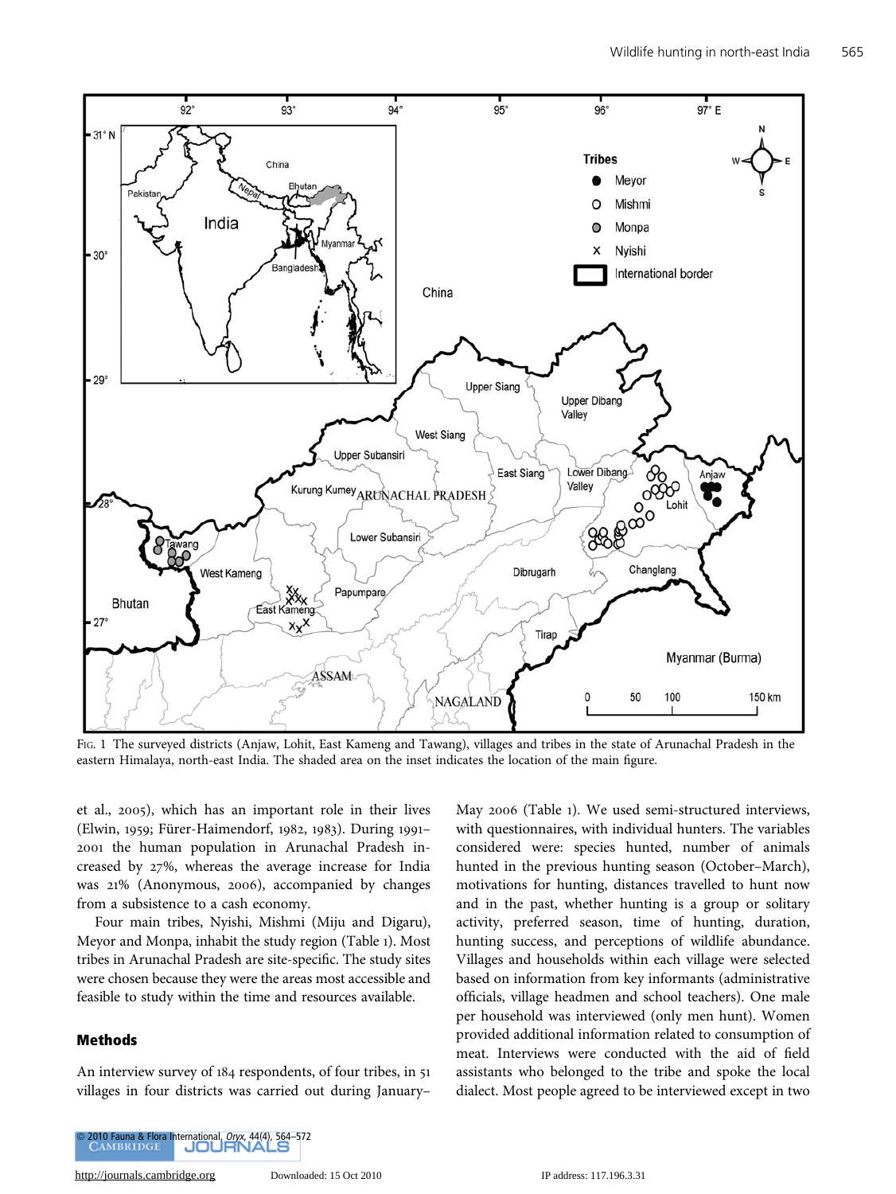Fig. 1 The surveyed districts (Anjaw, Lohit, East Kameng and Tawang), villages and tribes in the state of Arunachal Pradesh in the eastern Himalaya, north-east India. The shaded area on the inset indicates the location of the main figure.

et al., 2005), which has an important role in their lives (Elwin, 1959; Fürer-Haimendorf, 1982, 1983). During 1991–2001 the human population in Arunachal Pradesh increased by 27%, whereas the average increase for India was 21% (Anonymous, 2006), accompanied by changes from a subsistence to a cash economy.

Four main tribes, Nyishi, Mishmi (Miju and Digaru), Meyor and Monpa, inhabit the study region (Table 1). Most tribes in Arunachal Pradesh are site-specific. The study sites were chosen because they were the areas most accessible and feasible to study within the time and resources available.

## Methods

An interview survey of 184 respondents, of four tribes, in 51 villages in four districts was carried out during January–May 2006 (Table 1). We used semi-structured interviews, with questionnaires, with individual hunters. The variables considered were: species hunted, number of animals hunted in the previous hunting season (October–March), motivations for hunting, distances travelled to hunt now and in the past, whether hunting is a group or solitary activity, preferred season, time of hunting, duration, hunting success, and perceptions of wildlife abundance. Villages and households within each village were selected based on information from key informants (administrative officials, village headmen and school teachers). One male per household was interviewed (only men hunt). Women provided additional information related to consumption of meat. Interviews were conducted with the aid of field assistants who belonged to the tribe and spoke the local dialect. Most people agreed to be interviewed except in two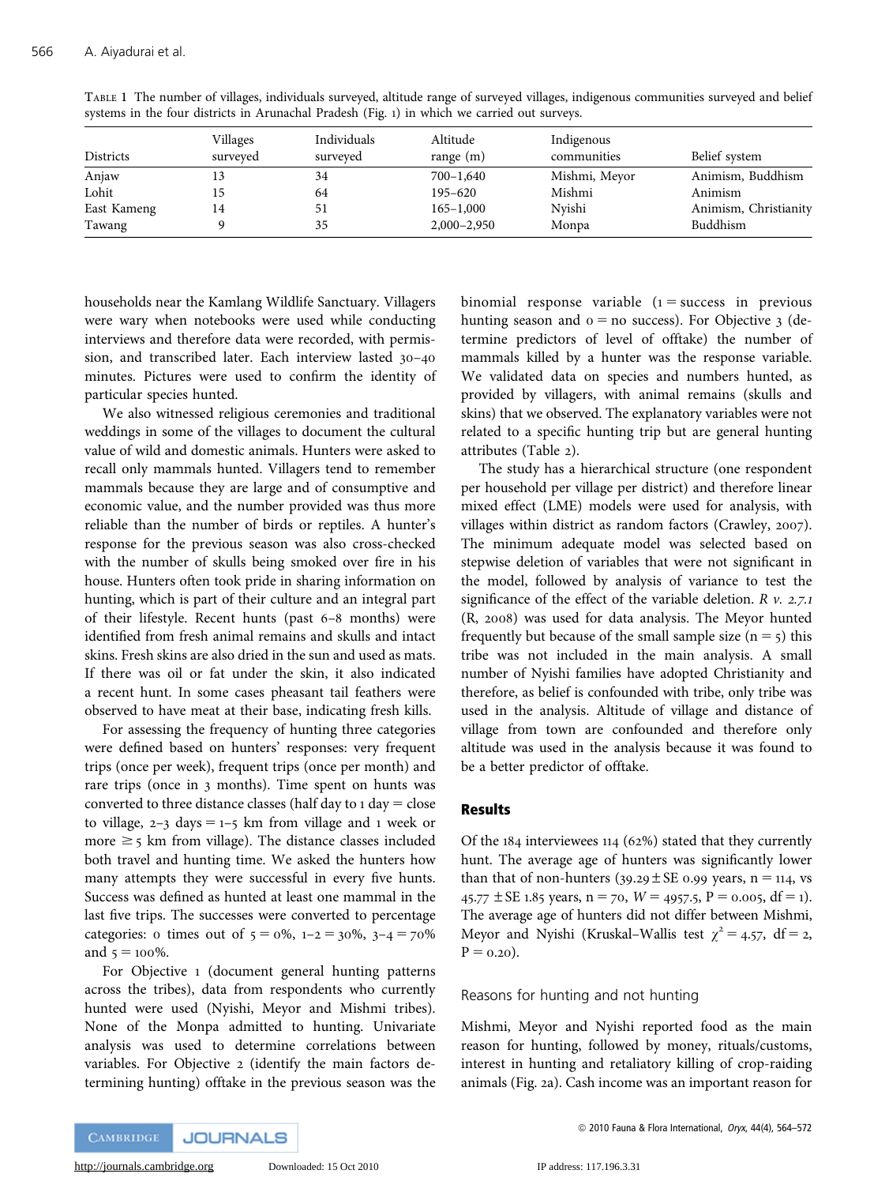TABLE 1 The number of villages, individuals surveyed, altitude range of surveyed villages, indigenous communities surveyed and belief systems in the four districts in Arunachal Pradesh (Fig. 1) in which we carried out surveys.

| Districts | Villages surveyed | Individuals surveyed | Altitude range (m) | Indigenous communities | Belief system |
|---|---|---|---|---|---|
| Anjaw | 13 | 34 | 700–1,640 | Mishmi, Meyor | Animism, Buddhism |
| Lohit | 15 | 64 | 195–620 | Mishmi | Animism |
| East Kameng | 14 | 51 | 165–1,000 | Nyishi | Animism, Christianity |
| Tawang | 9 | 35 | 2,000–2,950 | Monpa | Buddhism |

households near the Kamlang Wildlife Sanctuary. Villagers were wary when notebooks were used while conducting interviews and therefore data were recorded, with permission, and transcribed later. Each interview lasted 30–40 minutes. Pictures were used to confirm the identity of particular species hunted.

We also witnessed religious ceremonies and traditional weddings in some of the villages to document the cultural value of wild and domestic animals. Hunters were asked to recall only mammals hunted. Villagers tend to remember mammals because they are large and of consumptive and economic value, and the number provided was thus more reliable than the number of birds or reptiles. A hunter's response for the previous season was also cross-checked with the number of skulls being smoked over fire in his house. Hunters often took pride in sharing information on hunting, which is part of their culture and an integral part of their lifestyle. Recent hunts (past 6–8 months) were identified from fresh animal remains and skulls and intact skins. Fresh skins are also dried in the sun and used as mats. If there was oil or fat under the skin, it also indicated a recent hunt. In some cases pheasant tail feathers were observed to have meat at their base, indicating fresh kills.

For assessing the frequency of hunting three categories were defined based on hunters' responses: very frequent trips (once per week), frequent trips (once per month) and rare trips (once in 3 months). Time spent on hunts was converted to three distance classes (half day to 1 day = close to village, 2–3 days = 1–5 km from village and 1 week or more ≥ 5 km from village). The distance classes included both travel and hunting time. We asked the hunters how many attempts they were successful in every five hunts. Success was defined as hunted at least one mammal in the last five trips. The successes were converted to percentage categories: 0 times out of 5 = 0%, 1–2 = 30%, 3–4 = 70% and 5 = 100%.

For Objective 1 (document general hunting patterns across the tribes), data from respondents who currently hunted were used (Nyishi, Meyor and Mishmi tribes). None of the Monpa admitted to hunting. Univariate analysis was used to determine correlations between variables. For Objective 2 (identify the main factors determining hunting) offtake in the previous season was the binomial response variable (1 = success in previous hunting season and 0 = no success). For Objective 3 (determine predictors of level of offtake) the number of mammals killed by a hunter was the response variable. We validated data on species and numbers hunted, as provided by villagers, with animal remains (skulls and skins) that we observed. The explanatory variables were not related to a specific hunting trip but are general hunting attributes (Table 2).

The study has a hierarchical structure (one respondent per household per village per district) and therefore linear mixed effect (LME) models were used for analysis, with villages within district as random factors (Crawley, 2007). The minimum adequate model was selected based on stepwise deletion of variables that were not significant in the model, followed by analysis of variance to test the significance of the effect of the variable deletion. *R v. 2.7.1* (R, 2008) was used for data analysis. The Meyor hunted frequently but because of the small sample size (n = 5) this tribe was not included in the main analysis. A small number of Nyishi families have adopted Christianity and therefore, as belief is confounded with tribe, only tribe was used in the analysis. Altitude of village and distance of village from town are confounded and therefore only altitude was used in the analysis because it was found to be a better predictor of offtake.

## Results

Of the 184 interviewees 114 (62%) stated that they currently hunt. The average age of hunters was significantly lower than that of non-hunters (39.29 ± SE 0.99 years, n = 114, vs 45.77 ± SE 1.85 years, n = 70, $W = 4957.5$, P = 0.005, df = 1). The average age of hunters did not differ between Mishmi, Meyor and Nyishi (Kruskal–Wallis test $\chi^2 = 4.57$, df = 2, P = 0.20).

### Reasons for hunting and not hunting

Mishmi, Meyor and Nyishi reported food as the main reason for hunting, followed by money, rituals/customs, interest in hunting and retaliatory killing of crop-raiding animals (Fig. 2a). Cash income was an important reason for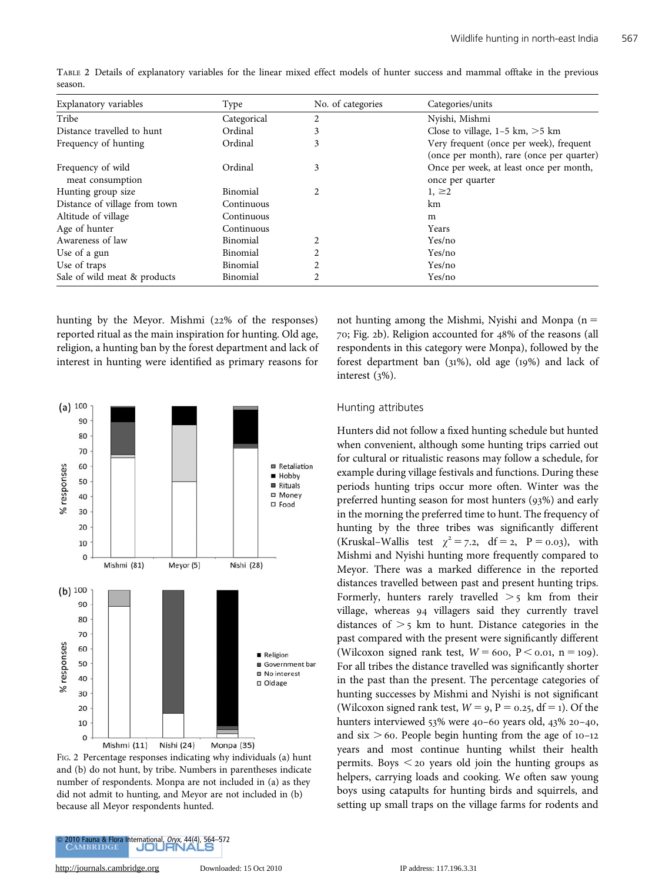TABLE 2 Details of explanatory variables for the linear mixed effect models of hunter success and mammal offtake in the previous season.

| Explanatory variables | Type | No. of categories | Categories/units |
|---|---|---|---|
| Tribe | Categorical | 2 | Nyishi, Mishmi |
| Distance travelled to hunt | Ordinal | 3 | Close to village, 1–5 km, >5 km |
| Frequency of hunting | Ordinal | 3 | Very frequent (once per week), frequent (once per month), rare (once per quarter) |
| Frequency of wild meat consumption | Ordinal | 3 | Once per week, at least once per month, once per quarter |
| Hunting group size | Binomial | 2 | 1, ≥2 |
| Distance of village from town | Continuous | | km |
| Altitude of village | Continuous | | m |
| Age of hunter | Continuous | | Years |
| Awareness of law | Binomial | 2 | Yes/no |
| Use of a gun | Binomial | 2 | Yes/no |
| Use of traps | Binomial | 2 | Yes/no |
| Sale of wild meat & products | Binomial | 2 | Yes/no |

hunting by the Meyor. Mishmi (22% of the responses) reported ritual as the main inspiration for hunting. Old age, religion, a hunting ban by the forest department and lack of interest in hunting were identified as primary reasons for not hunting among the Mishmi, Nyishi and Monpa ($n = 70$; Fig. 2b). Religion accounted for 48% of the reasons (all respondents in this category were Monpa), followed by the forest department ban (31%), old age (19%) and lack of interest (3%).

FIG. 2 Percentage responses indicating why individuals (a) hunt and (b) do not hunt, by tribe. Numbers in parentheses indicate number of respondents. Monpa are not included in (a) as they did not admit to hunting, and Meyor are not included in (b) because all Meyor respondents hunted.

### Hunting attributes

Hunters did not follow a fixed hunting schedule but hunted when convenient, although some hunting trips carried out for cultural or ritualistic reasons may follow a schedule, for example during village festivals and functions. During these periods hunting trips occur more often. Winter was the preferred hunting season for most hunters (93%) and early in the morning the preferred time to hunt. The frequency of hunting by the three tribes was significantly different (Kruskal–Wallis test $\chi^2 = 7.2$, $df = 2$, $P = 0.03$), with Mishmi and Nyishi hunting more frequently compared to Meyor. There was a marked difference in the reported distances travelled between past and present hunting trips. Formerly, hunters rarely travelled $> 5$ km from their village, whereas 94 villagers said they currently travel distances of $> 5$ km to hunt. Distance categories in the past compared with the present were significantly different (Wilcoxon signed rank test, $W = 600$, $P < 0.01$, $n = 109$). For all tribes the distance travelled was significantly shorter in the past than the present. The percentage categories of hunting successes by Mishmi and Nyishi is not significant (Wilcoxon signed rank test, $W = 9$, $P = 0.25$, $df = 1$). Of the hunters interviewed 53% were 40–60 years old, 43% 20–40, and six $> 60$. People begin hunting from the age of 10–12 years and most continue hunting whilst their health permits. Boys $< 20$ years old join the hunting groups as helpers, carrying loads and cooking. We often saw young boys using catapults for hunting birds and squirrels, and setting up small traps on the village farms for rodents and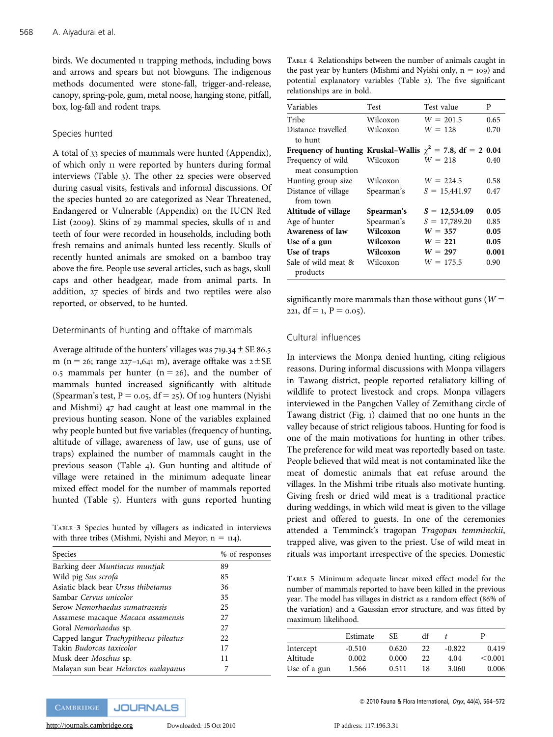birds. We documented 11 trapping methods, including bows and arrows and spears but not blowguns. The indigenous methods documented were stone-fall, trigger-and-release, canopy, spring-pole, gum, metal noose, hanging stone, pitfall, box, log-fall and rodent traps.

### Species hunted

A total of 33 species of mammals were hunted (Appendix), of which only 11 were reported by hunters during formal interviews (Table 3). The other 22 species were observed during casual visits, festivals and informal discussions. Of the species hunted 20 are categorized as Near Threatened, Endangered or Vulnerable (Appendix) on the IUCN Red List (2009). Skins of 29 mammal species, skulls of 11 and teeth of four were recorded in households, including both fresh remains and animals hunted less recently. Skulls of recently hunted animals are smoked on a bamboo tray above the fire. People use several articles, such as bags, skull caps and other headgear, made from animal parts. In addition, 27 species of birds and two reptiles were also reported, or observed, to be hunted.

### Determinants of hunting and offtake of mammals

Average altitude of the hunters' villages was 719.34 ± SE 86.5 m (n = 26; range 227–1,641 m), average offtake was 2 ± SE 0.5 mammals per hunter (n = 26), and the number of mammals hunted increased significantly with altitude (Spearman's test, P = 0.05, df = 25). Of 109 hunters (Nyishi and Mishmi) 47 had caught at least one mammal in the previous hunting season. None of the variables explained why people hunted but five variables (frequency of hunting, altitude of village, awareness of law, use of guns, use of traps) explained the number of mammals caught in the previous season (Table 4). Gun hunting and altitude of village were retained in the minimum adequate linear mixed effect model for the number of mammals reported hunted (Table 5). Hunters with guns reported hunting significantly more mammals than those without guns ($W$ = 221, df = 1, P = 0.05).

Table 3 Species hunted by villagers as indicated in interviews with three tribes (Mishmi, Nyishi and Meyor; n = 114).

| Species | % of responses |
|---|---|
| Barking deer *Muntiacus muntjak* | 89 |
| Wild pig *Sus scrofa* | 85 |
| Asiatic black bear *Ursus thibetanus* | 36 |
| Sambar *Cervus unicolor* | 35 |
| Serow *Nemorhaedus sumatraensis* | 25 |
| Assamese macaque *Macaca assamensis* | 27 |
| Goral *Nemorhaedus* sp. | 27 |
| Capped langur *Trachypithecus pileatus* | 22 |
| Takin *Budorcas taxicolor* | 17 |
| Musk deer *Moschus* sp. | 11 |
| Malayan sun bear *Helarctos malayanus* | 7 |

Table 4 Relationships between the number of animals caught in the past year by hunters (Mishmi and Nyishi only, n = 109) and potential explanatory variables (Table 2). The five significant relationships are in bold.

| Variables | Test | Test value | P |
|---|---|---|---|
| Tribe | Wilcoxon | $W$ = 201.5 | 0.65 |
| Distance travelled to hunt | Wilcoxon | $W$ = 128 | 0.70 |
| **Frequency of hunting** | **Kruskal–Wallis** | **$\chi^2$ = 7.8, df = 2** | **0.04** |
| Frequency of wild meat consumption | Wilcoxon | $W$ = 218 | 0.40 |
| Hunting group size | Wilcoxon | $W$ = 224.5 | 0.58 |
| Distance of village from town | Spearman's | $S$ = 15,441.97 | 0.47 |
| **Altitude of village** | **Spearman's** | **$S$ = 12,534.09** | **0.05** |
| Age of hunter | Spearman's | $S$ = 17,789.20 | 0.85 |
| **Awareness of law** | **Wilcoxon** | **$W$ = 357** | **0.05** |
| **Use of a gun** | **Wilcoxon** | **$W$ = 221** | **0.05** |
| **Use of traps** | **Wilcoxon** | **$W$ = 297** | **0.001** |
| Sale of wild meat & products | Wilcoxon | $W$ = 175.5 | 0.90 |

### Cultural influences

In interviews the Monpa denied hunting, citing religious reasons. During informal discussions with Monpa villagers in Tawang district, people reported retaliatory killing of wildlife to protect livestock and crops. Monpa villagers interviewed in the Pangchen Valley of Zemithang circle of Tawang district (Fig. 1) claimed that no one hunts in the valley because of strict religious taboos. Hunting for food is one of the main motivations for hunting in other tribes. The preference for wild meat was reportedly based on taste. People believed that wild meat is not contaminated like the meat of domestic animals that eat refuse around the villages. In the Mishmi tribe rituals also motivate hunting. Giving fresh or dried wild meat is a traditional practice during weddings, in which wild meat is given to the village priest and offered to guests. In one of the ceremonies attended a Temminck's tragopan *Tragopan temminckii*, trapped alive, was given to the priest. Use of wild meat in rituals was important irrespective of the species. Domestic

Table 5 Minimum adequate linear mixed effect model for the number of mammals reported to have been killed in the previous year. The model has villages in district as a random effect (86% of the variation) and a Gaussian error structure, and was fitted by maximum likelihood.

| | Estimate | SE | df | $t$ | P |
|---|---|---|---|---|---|
| Intercept | -0.510 | 0.620 | 22 | -0.822 | 0.419 |
| Altitude | 0.002 | 0.000 | 22 | 4.04 | <0.001 |
| Use of a gun | 1.566 | 0.511 | 18 | 3.060 | 0.006 |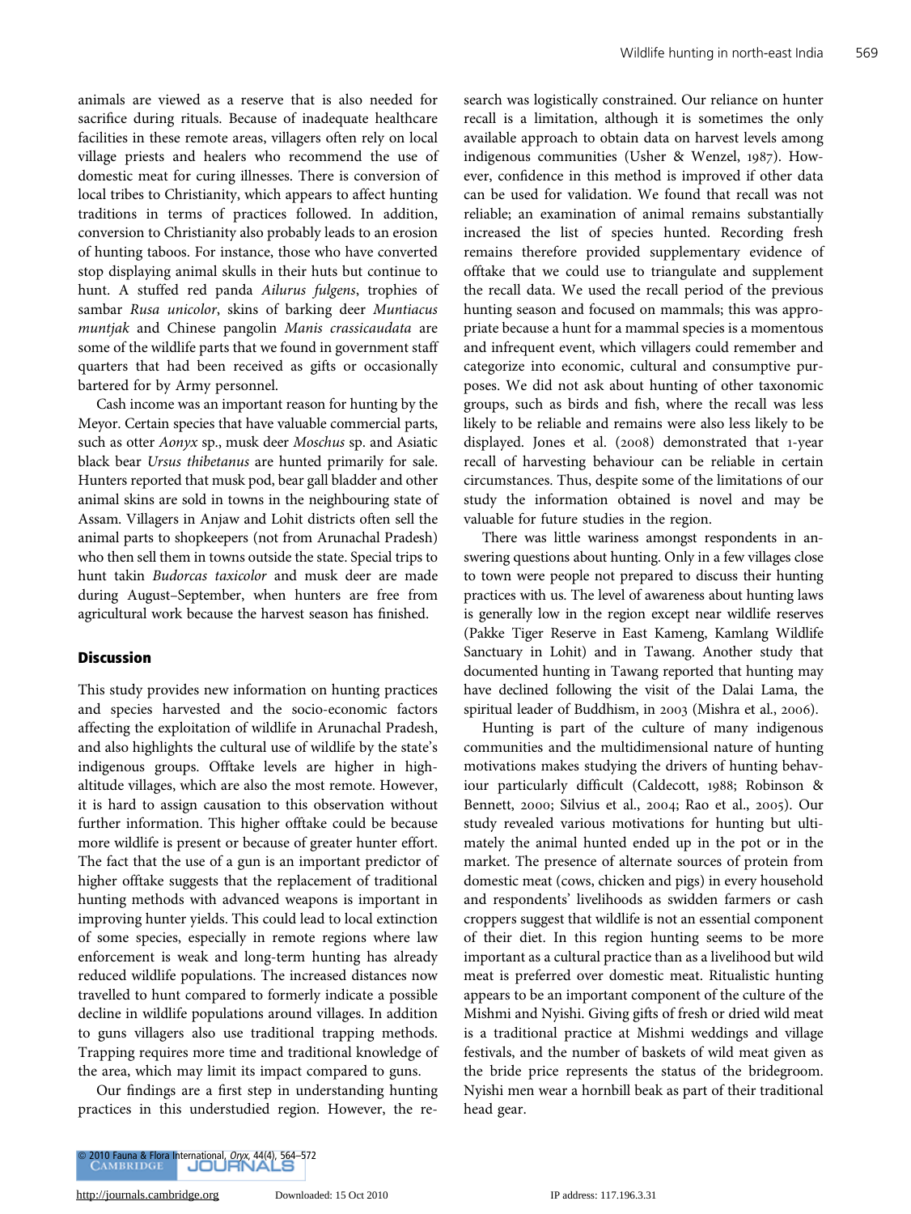animals are viewed as a reserve that is also needed for sacrifice during rituals. Because of inadequate healthcare facilities in these remote areas, villagers often rely on local village priests and healers who recommend the use of domestic meat for curing illnesses. There is conversion of local tribes to Christianity, which appears to affect hunting traditions in terms of practices followed. In addition, conversion to Christianity also probably leads to an erosion of hunting taboos. For instance, those who have converted stop displaying animal skulls in their huts but continue to hunt. A stuffed red panda *Ailurus fulgens*, trophies of sambar *Rusa unicolor*, skins of barking deer *Muntiacus muntjak* and Chinese pangolin *Manis crassicaudata* are some of the wildlife parts that we found in government staff quarters that had been received as gifts or occasionally bartered for by Army personnel.

Cash income was an important reason for hunting by the Meyor. Certain species that have valuable commercial parts, such as otter *Aonyx* sp., musk deer *Moschus* sp. and Asiatic black bear *Ursus thibetanus* are hunted primarily for sale. Hunters reported that musk pod, bear gall bladder and other animal skins are sold in towns in the neighbouring state of Assam. Villagers in Anjaw and Lohit districts often sell the animal parts to shopkeepers (not from Arunachal Pradesh) who then sell them in towns outside the state. Special trips to hunt takin *Budorcas taxicolor* and musk deer are made during August–September, when hunters are free from agricultural work because the harvest season has finished.

## Discussion

This study provides new information on hunting practices and species harvested and the socio-economic factors affecting the exploitation of wildlife in Arunachal Pradesh, and also highlights the cultural use of wildlife by the state's indigenous groups. Offtake levels are higher in high-altitude villages, which are also the most remote. However, it is hard to assign causation to this observation without further information. This higher offtake could be because more wildlife is present or because of greater hunter effort. The fact that the use of a gun is an important predictor of higher offtake suggests that the replacement of traditional hunting methods with advanced weapons is important in improving hunter yields. This could lead to local extinction of some species, especially in remote regions where law enforcement is weak and long-term hunting has already reduced wildlife populations. The increased distances now travelled to hunt compared to formerly indicate a possible decline in wildlife populations around villages. In addition to guns villagers also use traditional trapping methods. Trapping requires more time and traditional knowledge of the area, which may limit its impact compared to guns.

Our findings are a first step in understanding hunting practices in this understudied region. However, the research was logistically constrained. Our reliance on hunter recall is a limitation, although it is sometimes the only available approach to obtain data on harvest levels among indigenous communities (Usher & Wenzel, 1987). However, confidence in this method is improved if other data can be used for validation. We found that recall was not reliable; an examination of animal remains substantially increased the list of species hunted. Recording fresh remains therefore provided supplementary evidence of offtake that we could use to triangulate and supplement the recall data. We used the recall period of the previous hunting season and focused on mammals; this was appropriate because a hunt for a mammal species is a momentous and infrequent event, which villagers could remember and categorize into economic, cultural and consumptive purposes. We did not ask about hunting of other taxonomic groups, such as birds and fish, where the recall was less likely to be reliable and remains were also less likely to be displayed. Jones et al. (2008) demonstrated that 1-year recall of harvesting behaviour can be reliable in certain circumstances. Thus, despite some of the limitations of our study the information obtained is novel and may be valuable for future studies in the region.

There was little wariness amongst respondents in answering questions about hunting. Only in a few villages close to town were people not prepared to discuss their hunting practices with us. The level of awareness about hunting laws is generally low in the region except near wildlife reserves (Pakke Tiger Reserve in East Kameng, Kamlang Wildlife Sanctuary in Lohit) and in Tawang. Another study that documented hunting in Tawang reported that hunting may have declined following the visit of the Dalai Lama, the spiritual leader of Buddhism, in 2003 (Mishra et al., 2006).

Hunting is part of the culture of many indigenous communities and the multidimensional nature of hunting motivations makes studying the drivers of hunting behaviour particularly difficult (Caldecott, 1988; Robinson & Bennett, 2000; Silvius et al., 2004; Rao et al., 2005). Our study revealed various motivations for hunting but ultimately the animal hunted ended up in the pot or in the market. The presence of alternate sources of protein from domestic meat (cows, chicken and pigs) in every household and respondents' livelihoods as swidden farmers or cash croppers suggest that wildlife is not an essential component of their diet. In this region hunting seems to be more important as a cultural practice than as a livelihood but wild meat is preferred over domestic meat. Ritualistic hunting appears to be an important component of the culture of the Mishmi and Nyishi. Giving gifts of fresh or dried wild meat is a traditional practice at Mishmi weddings and village festivals, and the number of baskets of wild meat given as the bride price represents the status of the bridegroom. Nyishi men wear a hornbill beak as part of their traditional head gear.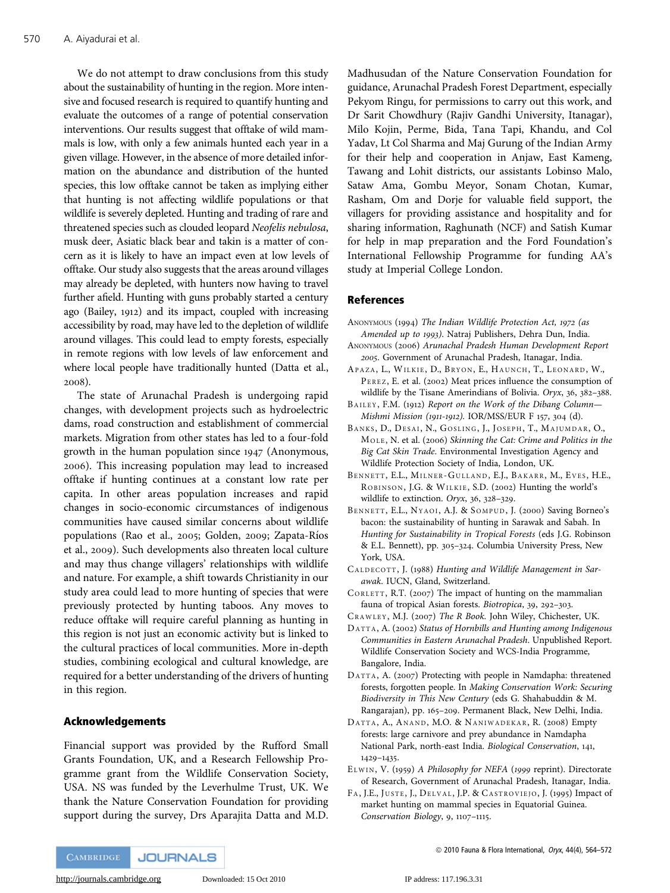We do not attempt to draw conclusions from this study about the sustainability of hunting in the region. More intensive and focused research is required to quantify hunting and evaluate the outcomes of a range of potential conservation interventions. Our results suggest that offtake of wild mammals is low, with only a few animals hunted each year in a given village. However, in the absence of more detailed information on the abundance and distribution of the hunted species, this low offtake cannot be taken as implying either that hunting is not affecting wildlife populations or that wildlife is severely depleted. Hunting and trading of rare and threatened species such as clouded leopard *Neofelis nebulosa*, musk deer, Asiatic black bear and takin is a matter of concern as it is likely to have an impact even at low levels of offtake. Our study also suggests that the areas around villages may already be depleted, with hunters now having to travel further afield. Hunting with guns probably started a century ago (Bailey, 1912) and its impact, coupled with increasing accessibility by road, may have led to the depletion of wildlife around villages. This could lead to empty forests, especially in remote regions with low levels of law enforcement and where local people have traditionally hunted (Datta et al., 2008).

The state of Arunachal Pradesh is undergoing rapid changes, with development projects such as hydroelectric dams, road construction and establishment of commercial markets. Migration from other states has led to a four-fold growth in the human population since 1947 (Anonymous, 2006). This increasing population may lead to increased offtake if hunting continues at a constant low rate per capita. In other areas population increases and rapid changes in socio-economic circumstances of indigenous communities have caused similar concerns about wildlife populations (Rao et al., 2005; Golden, 2009; Zapata-Ríos et al., 2009). Such developments also threaten local culture and may thus change villagers' relationships with wildlife and nature. For example, a shift towards Christianity in our study area could lead to more hunting of species that were previously protected by hunting taboos. Any moves to reduce offtake will require careful planning as hunting in this region is not just an economic activity but is linked to the cultural practices of local communities. More in-depth studies, combining ecological and cultural knowledge, are required for a better understanding of the drivers of hunting in this region.

## Acknowledgements

Financial support was provided by the Rufford Small Grants Foundation, UK, and a Research Fellowship Programme grant from the Wildlife Conservation Society, USA. NS was funded by the Leverhulme Trust, UK. We thank the Nature Conservation Foundation for providing support during the survey, Drs Aparajita Datta and M.D. Madhusudan of the Nature Conservation Foundation for guidance, Arunachal Pradesh Forest Department, especially Pekyom Ringu, for permissions to carry out this work, and Dr Sarit Chowdhury (Rajiv Gandhi University, Itanagar), Milo Kojin, Perme, Bida, Tana Tapi, Khandu, and Col Yadav, Lt Col Sharma and Maj Gurung of the Indian Army for their help and cooperation in Anjaw, East Kameng, Tawang and Lohit districts, our assistants Lobinso Malo, Sataw Ama, Gombu Meyor, Sonam Chotan, Kumar, Rasham, Om and Dorje for valuable field support, the villagers for providing assistance and hospitality and for sharing information, Raghunath (NCF) and Satish Kumar for help in map preparation and the Ford Foundation's International Fellowship Programme for funding AA's study at Imperial College London.

## References

Anonymous (1994) *The Indian Wildlife Protection Act, 1972 (as Amended up to 1993)*. Natraj Publishers, Dehra Dun, India.

Anonymous (2006) *Arunachal Pradesh Human Development Report 2005*. Government of Arunachal Pradesh, Itanagar, India.

Apaza, L., Wilkie, D., Bryon, E., Haunch, T., Leonard, W., Perez, E. et al. (2002) Meat prices influence the consumption of wildlife by the Tisane Amerindians of Bolivia. *Oryx*, 36, 382–388.

Bailey, F.M. (1912) *Report on the Work of the Dibang Column—Mishmi Mission (1911-1912)*. IOR/MSS/EUR F 157, 304 (d).

Banks, D., Desai, N., Gosling, J., Joseph, T., Majumdar, O., Mole, N. et al. (2006) *Skinning the Cat: Crime and Politics in the Big Cat Skin Trade*. Environmental Investigation Agency and Wildlife Protection Society of India, London, UK.

Bennett, E.L., Milner-Gulland, E.J., Bakarr, M., Eves, H.E., Robinson, J.G. & Wilkie, S.D. (2002) Hunting the world's wildlife to extinction. *Oryx*, 36, 328–329.

Bennett, E.L., Nyaoi, A.J. & Sompud, J. (2000) Saving Borneo's bacon: the sustainability of hunting in Sarawak and Sabah. In *Hunting for Sustainability in Tropical Forests* (eds J.G. Robinson & E.L. Bennett), pp. 305–324. Columbia University Press, New York, USA.

Caldecott, J. (1988) *Hunting and Wildlife Management in Sarawak*. IUCN, Gland, Switzerland.

Corlett, R.T. (2007) The impact of hunting on the mammalian fauna of tropical Asian forests. *Biotropica*, 39, 292–303.

Crawley, M.J. (2007) *The R Book*. John Wiley, Chichester, UK.

Datta, A. (2002) *Status of Hornbills and Hunting among Indigenous Communities in Eastern Arunachal Pradesh*. Unpublished Report. Wildlife Conservation Society and WCS-India Programme, Bangalore, India.

Datta, A. (2007) Protecting with people in Namdapha: threatened forests, forgotten people. In *Making Conservation Work: Securing Biodiversity in This New Century* (eds G. Shahabuddin & M. Rangarajan), pp. 165–209. Permanent Black, New Delhi, India.

Datta, A., Anand, M.O. & Naniwadekar, R. (2008) Empty forests: large carnivore and prey abundance in Namdapha National Park, north-east India. *Biological Conservation*, 141, 1429–1435.

Elwin, V. (1959) *A Philosophy for NEFA* (1999 reprint). Directorate of Research, Government of Arunachal Pradesh, Itanagar, India.

Fa, J.E., Juste, J., Delval, J.P. & Castroviejo, J. (1995) Impact of market hunting on mammal species in Equatorial Guinea. *Conservation Biology*, 9, 1107–1115.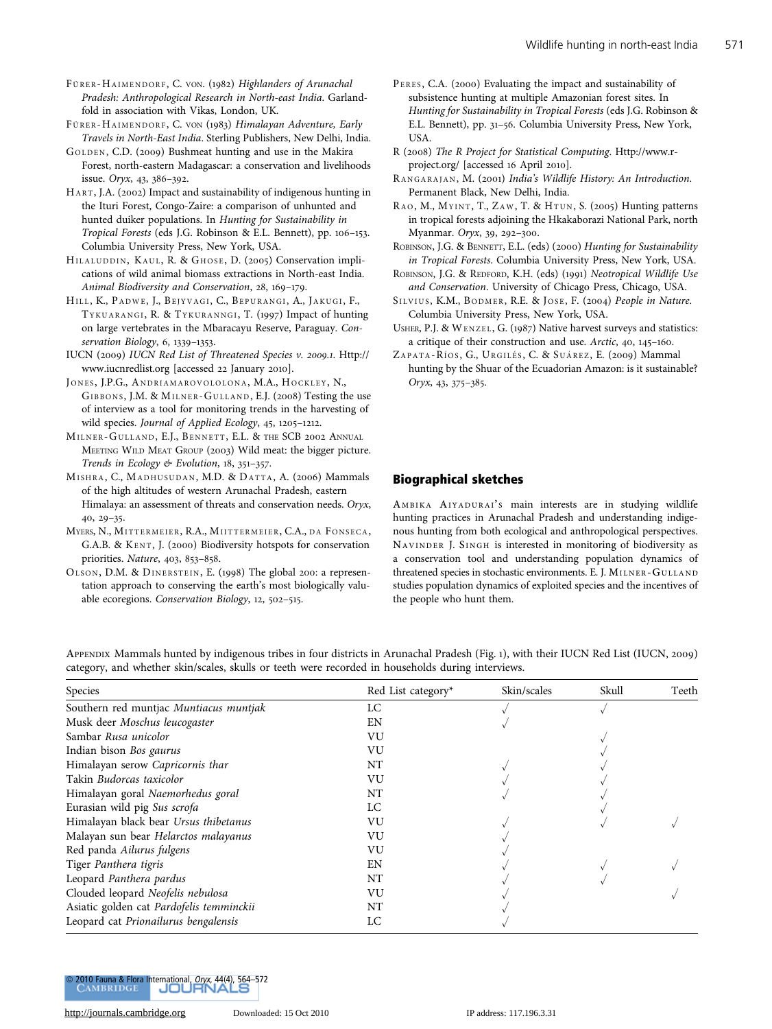Fürer-Haimendorf, C. von. (1982) *Highlanders of Arunachal Pradesh: Anthropological Research in North-east India*. Garland-fold in association with Vikas, London, UK.

Fürer-Haimendorf, C. von (1983) *Himalayan Adventure, Early Travels in North-East India*. Sterling Publishers, New Delhi, India.

Golden, C.D. (2009) Bushmeat hunting and use in the Makira Forest, north-eastern Madagascar: a conservation and livelihoods issue. *Oryx*, 43, 386–392.

Hart, J.A. (2002) Impact and sustainability of indigenous hunting in the Ituri Forest, Congo-Zaire: a comparison of unhunted and hunted duiker populations. In *Hunting for Sustainability in Tropical Forests* (eds J.G. Robinson & E.L. Bennett), pp. 106–153. Columbia University Press, New York, USA.

Hilaluddin, Kaul, R. & Ghose, D. (2005) Conservation implications of wild animal biomass extractions in North-east India. *Animal Biodiversity and Conservation*, 28, 169–179.

Hill, K., Padwe, J., Bejyvagi, C., Bepurangi, A., Jakugi, F., Tykuarangi, R. & Tykuranngi, T. (1997) Impact of hunting on large vertebrates in the Mbaracayu Reserve, Paraguay. *Conservation Biology*, 6, 1339–1353.

IUCN (2009) *IUCN Red List of Threatened Species v. 2009.1*. Http://www.iucnredlist.org [accessed 22 January 2010].

Jones, J.P.G., Andriamarovololona, M.A., Hockley, N., Gibbons, J.M. & Milner-Gulland, E.J. (2008) Testing the use of interview as a tool for monitoring trends in the harvesting of wild species. *Journal of Applied Ecology*, 45, 1205–1212.

Milner-Gulland, E.J., Bennett, E.L. & the SCB 2002 Annual Meeting Wild Meat Group (2003) Wild meat: the bigger picture. *Trends in Ecology & Evolution*, 18, 351–357.

Mishra, C., Madhusudan, M.D. & Datta, A. (2006) Mammals of the high altitudes of western Arunachal Pradesh, eastern Himalaya: an assessment of threats and conservation needs. *Oryx*, 40, 29–35.

Myers, N., Mittermeier, R.A., Miittermeier, C.A., da Fonseca, G.A.B. & Kent, J. (2000) Biodiversity hotspots for conservation priorities. *Nature*, 403, 853–858.

Olson, D.M. & Dinerstein, E. (1998) The global 200: a representation approach to conserving the earth's most biologically valuable ecoregions. *Conservation Biology*, 12, 502–515.

Peres, C.A. (2000) Evaluating the impact and sustainability of subsistence hunting at multiple Amazonian forest sites. In *Hunting for Sustainability in Tropical Forests* (eds J.G. Robinson & E.L. Bennett), pp. 31–56. Columbia University Press, New York, USA.

R (2008) *The R Project for Statistical Computing*. Http://www.r-project.org/ [accessed 16 April 2010].

Rangarajan, M. (2001) *India's Wildlife History: An Introduction*. Permanent Black, New Delhi, India.

Rao, M., Myint, T., Zaw, T. & Htun, S. (2005) Hunting patterns in tropical forests adjoining the Hkakaborazi National Park, north Myanmar. *Oryx*, 39, 292–300.

Robinson, J.G. & Bennett, E.L. (eds) (2000) *Hunting for Sustainability in Tropical Forests*. Columbia University Press, New York, USA.

Robinson, J.G. & Redford, K.H. (eds) (1991) *Neotropical Wildlife Use and Conservation*. University of Chicago Press, Chicago, USA.

Silvius, K.M., Bodmer, R.E. & Jose, F. (2004) *People in Nature*. Columbia University Press, New York, USA.

Usher, P.J. & Wenzel, G. (1987) Native harvest surveys and statistics: a critique of their construction and use. *Arctic*, 40, 145–160.

Zapata-Ríos, G., Urgilés, C. & Suárez, E. (2009) Mammal hunting by the Shuar of the Ecuadorian Amazon: is it sustainable? *Oryx*, 43, 375–385.

## Biographical sketches

Ambika Aiyadurai's main interests are in studying wildlife hunting practices in Arunachal Pradesh and understanding indigenous hunting from both ecological and anthropological perspectives. Navinder J. Singh is interested in monitoring of biodiversity as a conservation tool and understanding population dynamics of threatened species in stochastic environments. E. J. Milner-Gulland studies population dynamics of exploited species and the incentives of the people who hunt them.

Appendix Mammals hunted by indigenous tribes in four districts in Arunachal Pradesh (Fig. 1), with their IUCN Red List (IUCN, 2009) category, and whether skin/scales, skulls or teeth were recorded in households during interviews.

| Species | Red List category* | Skin/scales | Skull | Teeth |
|---|---|---|---|---|
| Southern red muntjac *Muntiacus muntjak* | LC | √ | √ | |
| Musk deer *Moschus leucogaster* | EN | √ | | |
| Sambar *Rusa unicolor* | VU | | √ | |
| Indian bison *Bos gaurus* | VU | | √ | |
| Himalayan serow *Capricornis thar* | NT | √ | √ | |
| Takin *Budorcas taxicolor* | VU | √ | √ | |
| Himalayan goral *Naemorhedus goral* | NT | √ | √ | |
| Eurasian wild pig *Sus scrofa* | LC | | √ | |
| Himalayan black bear *Ursus thibetanus* | VU | √ | √ | √ |
| Malayan sun bear *Helarctos malayanus* | VU | √ | | |
| Red panda *Ailurus fulgens* | VU | √ | | |
| Tiger *Panthera tigris* | EN | √ | √ | √ |
| Leopard *Panthera pardus* | NT | √ | √ | |
| Clouded leopard *Neofelis nebulosa* | VU | √ | | √ |
| Asiatic golden cat *Pardofelis temminckii* | NT | √ | | |
| Leopard cat *Prionailurus bengalensis* | LC | √ | | |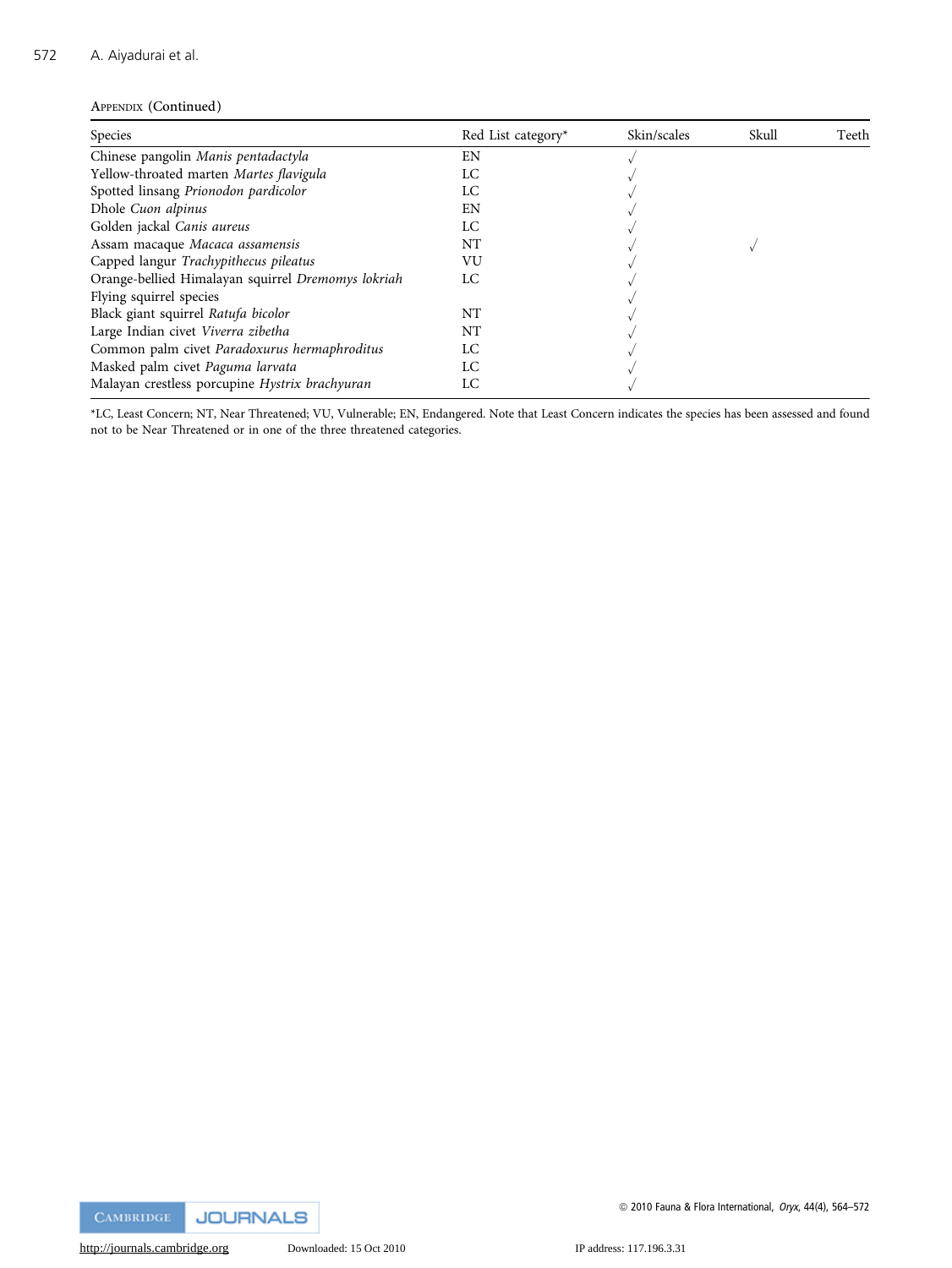Appendix (Continued)

| Species | Red List category* | Skin/scales | Skull | Teeth |
|---|---|---|---|---|
| Chinese pangolin *Manis pentadactyla* | EN | √ | | |
| Yellow-throated marten *Martes flavigula* | LC | √ | | |
| Spotted linsang *Prionodon pardicolor* | LC | √ | | |
| Dhole *Cuon alpinus* | EN | √ | | |
| Golden jackal *Canis aureus* | LC | √ | | |
| Assam macaque *Macaca assamensis* | NT | √ | √ | |
| Capped langur *Trachypithecus pileatus* | VU | √ | | |
| Orange-bellied Himalayan squirrel *Dremomys lokriah* | LC | √ | | |
| Flying squirrel species | | √ | | |
| Black giant squirrel *Ratufa bicolor* | NT | √ | | |
| Large Indian civet *Viverra zibetha* | NT | √ | | |
| Common palm civet *Paradoxurus hermaphroditus* | LC | √ | | |
| Masked palm civet *Paguma larvata* | LC | √ | | |
| Malayan crestless porcupine *Hystrix brachyuran* | LC | √ | | |

*LC, Least Concern; NT, Near Threatened; VU, Vulnerable; EN, Endangered. Note that Least Concern indicates the species has been assessed and found not to be Near Threatened or in one of the three threatened categories.